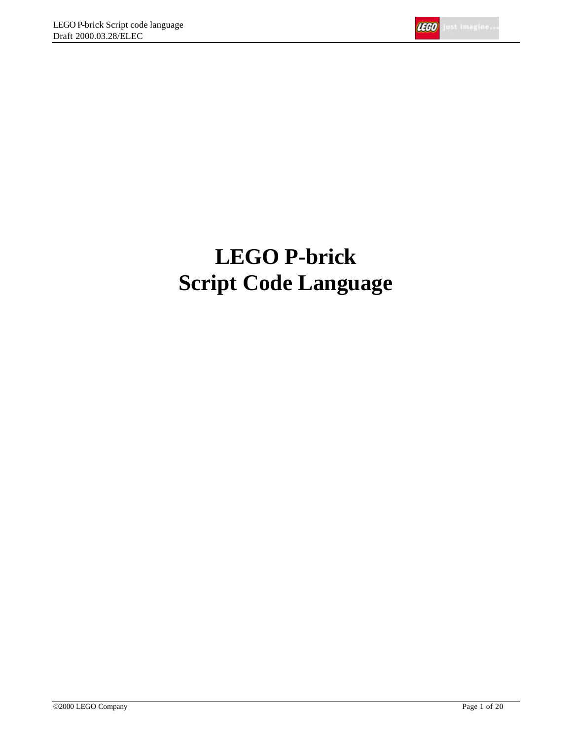# LEGO P-brick
# Script Code Language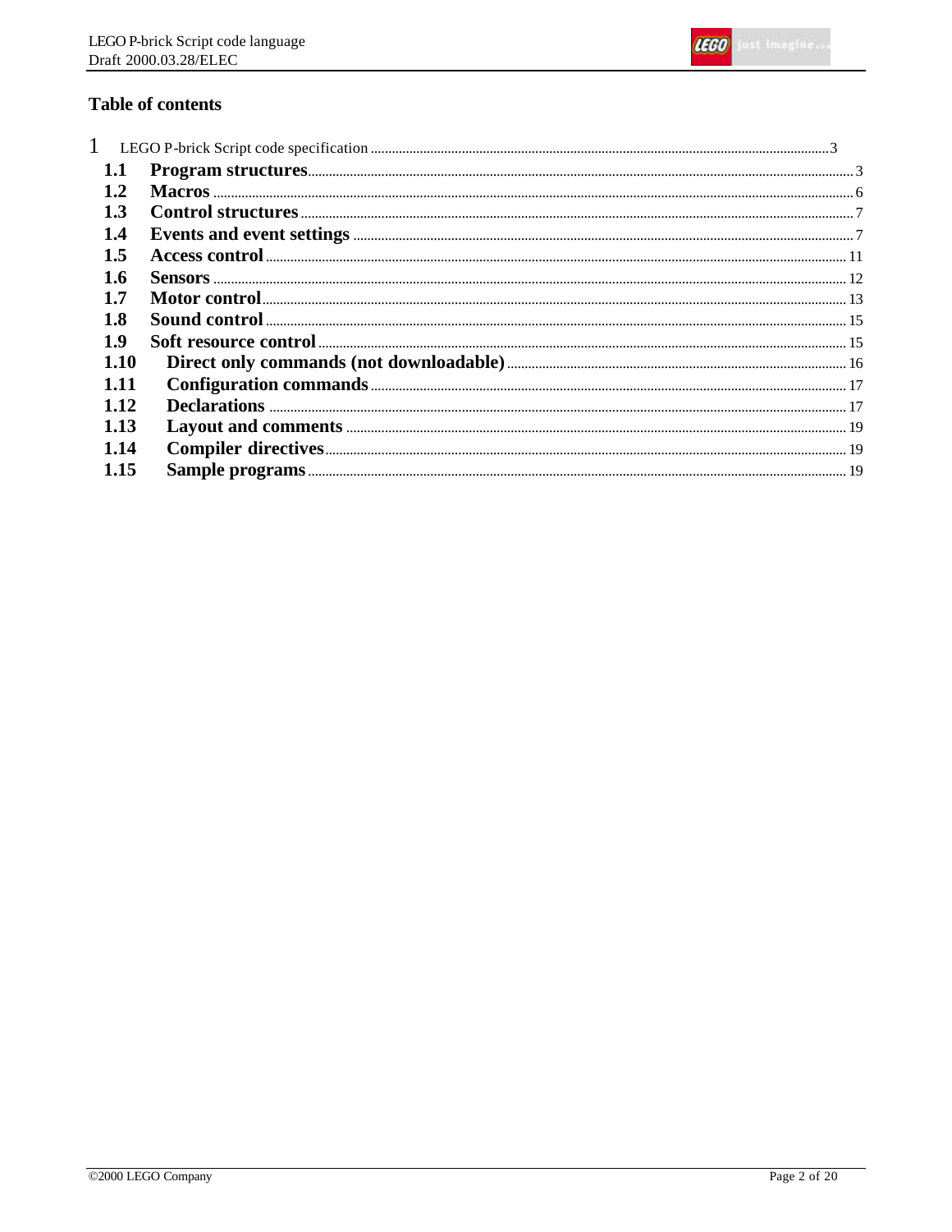## Table of contents

1 LEGO P-brick Script code specification ........ 3

- **1.1 Program structures** ........ 3
- **1.2 Macros** ........ 6
- **1.3 Control structures** ........ 7
- **1.4 Events and event settings** ........ 7
- **1.5 Access control** ........ 11
- **1.6 Sensors** ........ 12
- **1.7 Motor control** ........ 13
- **1.8 Sound control** ........ 15
- **1.9 Soft resource control** ........ 15
- **1.10 Direct only commands (not downloadable)** ........ 16
- **1.11 Configuration commands** ........ 17
- **1.12 Declarations** ........ 17
- **1.13 Layout and comments** ........ 19
- **1.14 Compiler directives** ........ 19
- **1.15 Sample programs** ........ 19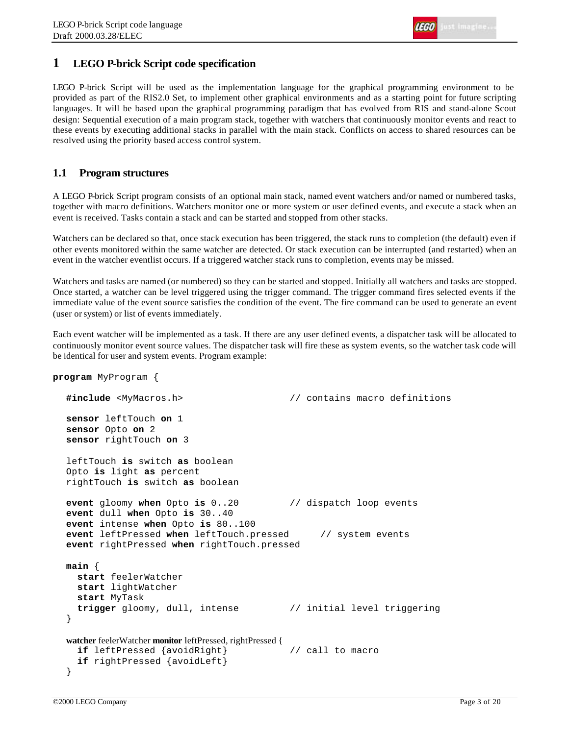# 1 LEGO P-brick Script code specification

LEGO P-brick Script will be used as the implementation language for the graphical programming environment to be provided as part of the RIS2.0 Set, to implement other graphical environments and as a starting point for future scripting languages. It will be based upon the graphical programming paradigm that has evolved from RIS and stand-alone Scout design: Sequential execution of a main program stack, together with watchers that continuously monitor events and react to these events by executing additional stacks in parallel with the main stack. Conflicts on access to shared resources can be resolved using the priority based access control system.

## 1.1 Program structures

A LEGO P-brick Script program consists of an optional main stack, named event watchers and/or named or numbered tasks, together with macro definitions. Watchers monitor one or more system or user defined events, and execute a stack when an event is received. Tasks contain a stack and can be started and stopped from other stacks.

Watchers can be declared so that, once stack execution has been triggered, the stack runs to completion (the default) even if other events monitored within the same watcher are detected. Or stack execution can be interrupted (and restarted) when an event in the watcher eventlist occurs. If a triggered watcher stack runs to completion, events may be missed.

Watchers and tasks are named (or numbered) so they can be started and stopped. Initially all watchers and tasks are stopped. Once started, a watcher can be level triggered using the trigger command. The trigger command fires selected events if the immediate value of the event source satisfies the condition of the event. The fire command can be used to generate an event (user or system) or list of events immediately.

Each event watcher will be implemented as a task. If there are any user defined events, a dispatcher task will be allocated to continuously monitor event source values. The dispatcher task will fire these as system events, so the watcher task code will be identical for user and system events. Program example:

```
program MyProgram {

  #include <MyMacros.h>                    // contains macro definitions

  sensor leftTouch on 1
  sensor Opto on 2
  sensor rightTouch on 3

  leftTouch is switch as boolean
  Opto is light as percent
  rightTouch is switch as boolean

  event gloomy when Opto is 0..20          // dispatch loop events
  event dull when Opto is 30..40
  event intense when Opto is 80..100
  event leftPressed when leftTouch.pressed      // system events
  event rightPressed when rightTouch.pressed

  main {
    start feelerWatcher
    start lightWatcher
    start MyTask
    trigger gloomy, dull, intense          // initial level triggering
  }

  watcher feelerWatcher monitor leftPressed, rightPressed {
    if leftPressed {avoidRight}            // call to macro
    if rightPressed {avoidLeft}
  }
```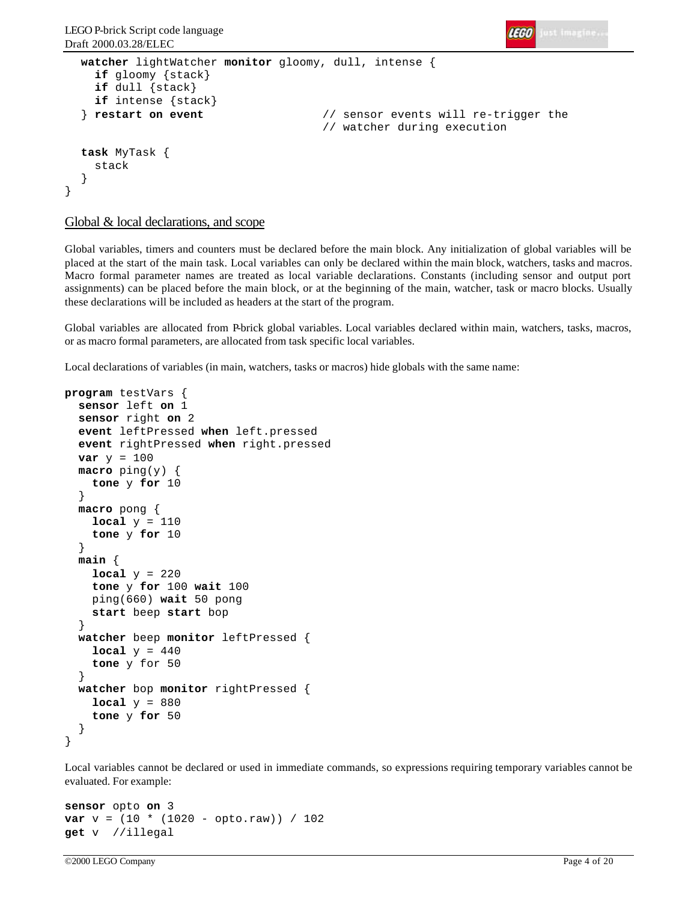```
  watcher lightWatcher monitor gloomy, dull, intense {
    if gloomy {stack}
    if dull {stack}
    if intense {stack}
  } restart on event                  // sensor events will re-trigger the
                                      // watcher during execution

  task MyTask {
    stack
  }
}
```

## Global & local declarations, and scope

Global variables, timers and counters must be declared before the main block. Any initialization of global variables will be placed at the start of the main task. Local variables can only be declared within the main block, watchers, tasks and macros. Macro formal parameter names are treated as local variable declarations. Constants (including sensor and output port assignments) can be placed before the main block, or at the beginning of the main, watcher, task or macro blocks. Usually these declarations will be included as headers at the start of the program.

Global variables are allocated from P-brick global variables. Local variables declared within main, watchers, tasks, macros, or as macro formal parameters, are allocated from task specific local variables.

Local declarations of variables (in main, watchers, tasks or macros) hide globals with the same name:

```
program testVars {
  sensor left on 1
  sensor right on 2
  event leftPressed when left.pressed
  event rightPressed when right.pressed
  var y = 100
  macro ping(y) {
    tone y for 10
  }
  macro pong {
    local y = 110
    tone y for 10
  }
  main {
    local y = 220
    tone y for 100 wait 100
    ping(660) wait 50 pong
    start beep start bop
  }
  watcher beep monitor leftPressed {
    local y = 440
    tone y for 50
  }
  watcher bop monitor rightPressed {
    local y = 880
    tone y for 50
  }
}
```

Local variables cannot be declared or used in immediate commands, so expressions requiring temporary variables cannot be evaluated. For example:

```
sensor opto on 3
var v = (10 * (1020 - opto.raw)) / 102
get v  //illegal
```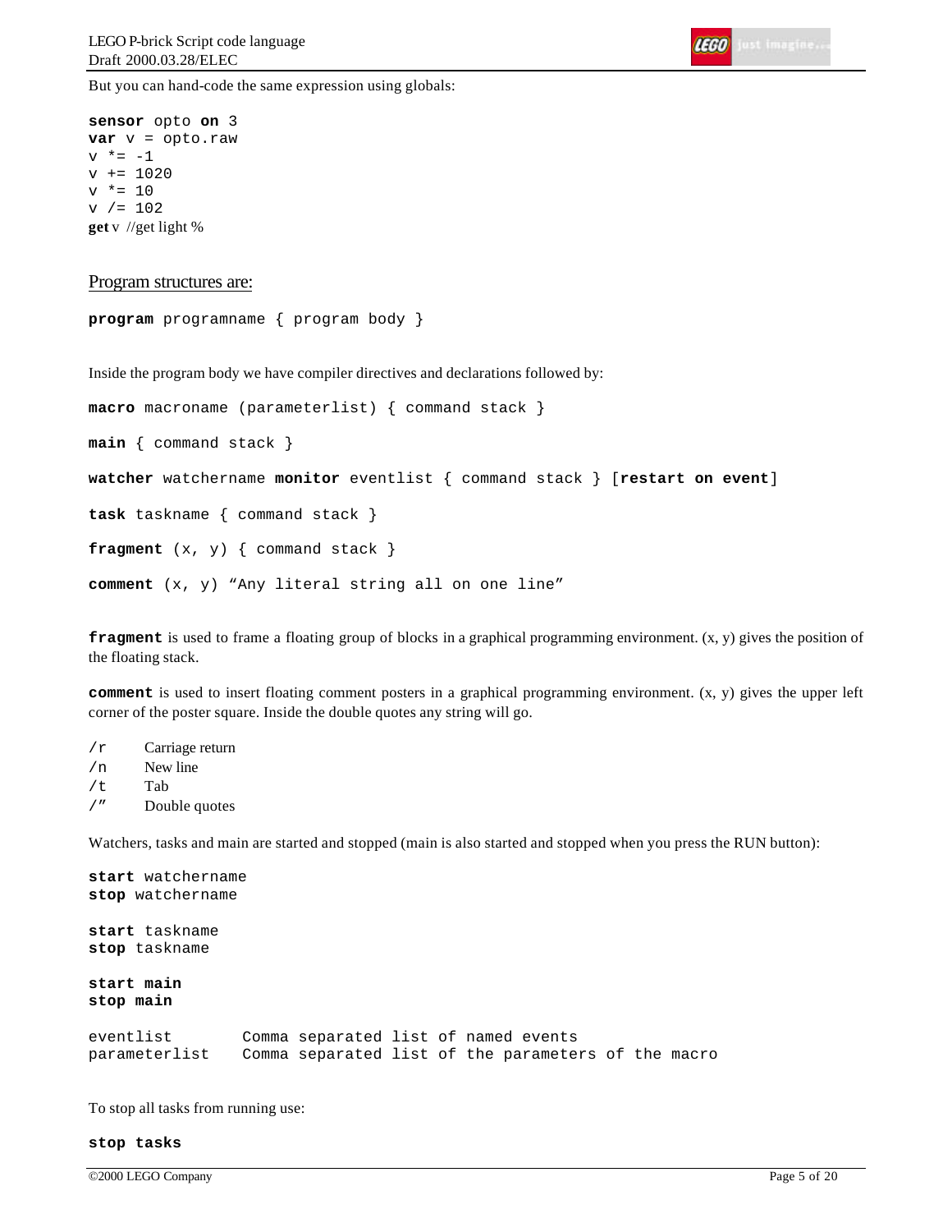But you can hand-code the same expression using globals:

```
sensor opto on 3
var v = opto.raw
v *= -1
v += 1020
v *= 10
v /= 102
get v  //get light %
```

## Program structures are:

```
program programname { program body }
```

Inside the program body we have compiler directives and declarations followed by:

```
macro macroname (parameterlist) { command stack }

main { command stack }

watcher watchername monitor eventlist { command stack } [restart on event]

task taskname { command stack }

fragment (x, y) { command stack }

comment (x, y) "Any literal string all on one line"
```

**`fragment`** is used to frame a floating group of blocks in a graphical programming environment. (x, y) gives the position of the floating stack.

**`comment`** is used to insert floating comment posters in a graphical programming environment. (x, y) gives the upper left corner of the poster square. Inside the double quotes any string will go.

| | |
|---|---|
| `/r` | Carriage return |
| `/n` | New line |
| `/t` | Tab |
| `/"` | Double quotes |

Watchers, tasks and main are started and stopped (main is also started and stopped when you press the RUN button):

```
start watchername
stop watchername

start taskname
stop taskname

start main
stop main
```

```
eventlist       Comma separated list of named events
parameterlist   Comma separated list of the parameters of the macro
```

To stop all tasks from running use:

```
stop tasks
```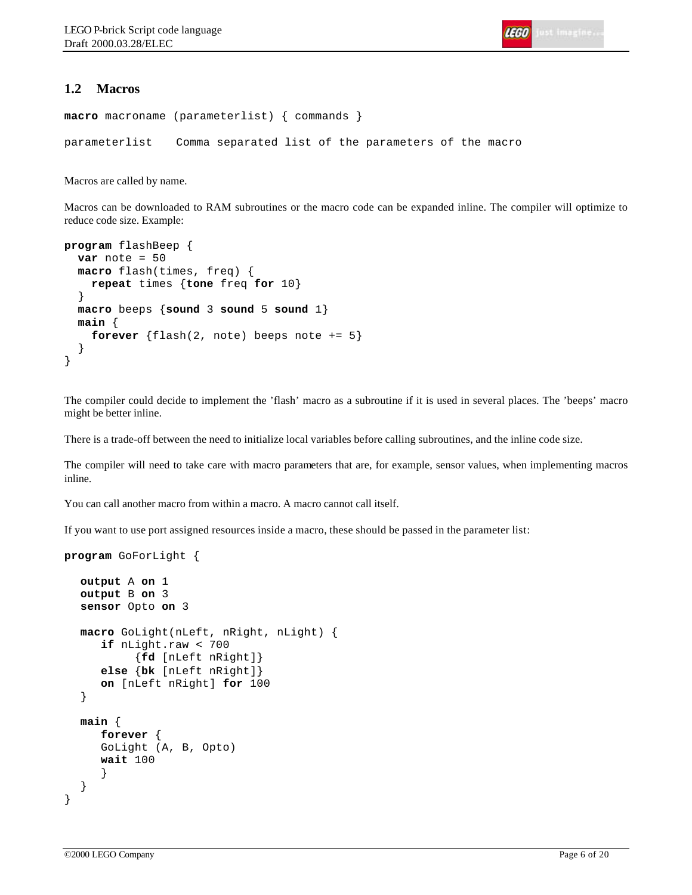## 1.2 Macros

```
macro macroname (parameterlist) { commands }

parameterlist    Comma separated list of the parameters of the macro
```

Macros are called by name.

Macros can be downloaded to RAM subroutines or the macro code can be expanded inline. The compiler will optimize to reduce code size. Example:

```
program flashBeep {
  var note = 50
  macro flash(times, freq) {
    repeat times {tone freq for 10}
  }
  macro beeps {sound 3 sound 5 sound 1}
  main {
    forever {flash(2, note) beeps note += 5}
  }
}
```

The compiler could decide to implement the 'flash' macro as a subroutine if it is used in several places. The 'beeps' macro might be better inline.

There is a trade-off between the need to initialize local variables before calling subroutines, and the inline code size.

The compiler will need to take care with macro parameters that are, for example, sensor values, when implementing macros inline.

You can call another macro from within a macro. A macro cannot call itself.

If you want to use port assigned resources inside a macro, these should be passed in the parameter list:

```
program GoForLight {

   output A on 1
   output B on 3
   sensor Opto on 3

   macro GoLight(nLeft, nRight, nLight) {
      if nLight.raw < 700
           {fd [nLeft nRight]}
      else {bk [nLeft nRight]}
      on [nLeft nRight] for 100
   }

   main {
      forever {
      GoLight (A, B, Opto)
      wait 100
      }
   }
}
```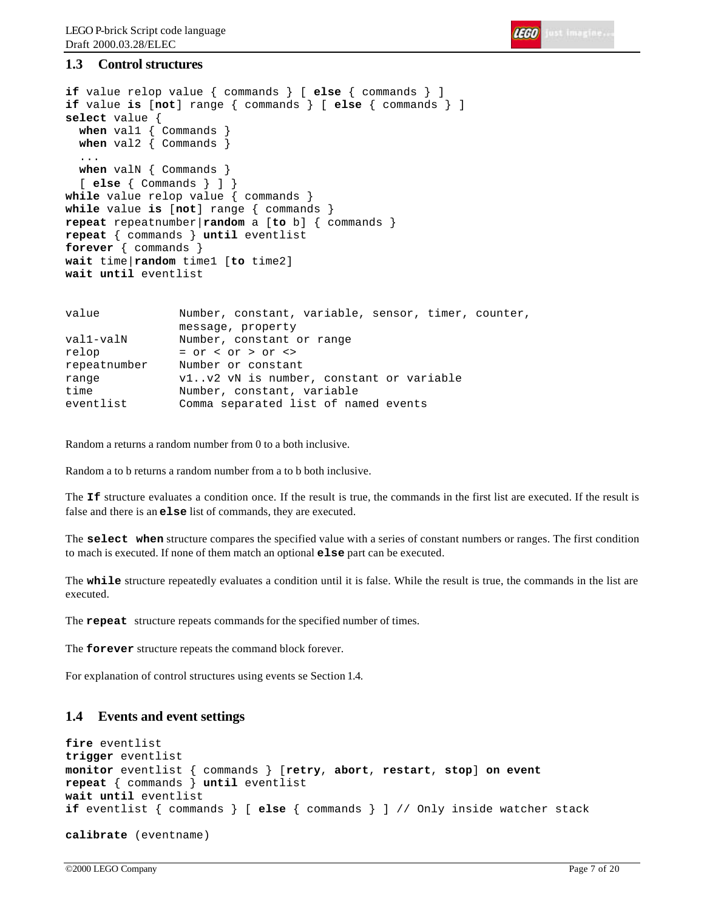## 1.3 Control structures

```
if value relop value { commands } [ else { commands } ]
if value is [not] range { commands } [ else { commands } ]
select value {
  when val1 { Commands }
  when val2 { Commands }
  ...
  when valN { Commands }
  [ else { Commands } ] }
while value relop value { commands }
while value is [not] range { commands }
repeat repeatnumber|random a [to b] { commands }
repeat { commands } until eventlist
forever { commands }
wait time|random time1 [to time2]
wait until eventlist
```

```
value           Number, constant, variable, sensor, timer, counter,
                message, property
val1-valN       Number, constant or range
relop           = or < or > or <>
repeatnumber    Number or constant
range           v1..v2 vN is number, constant or variable
time            Number, constant, variable
eventlist       Comma separated list of named events
```

Random a returns a random number from 0 to a both inclusive.

Random a to b returns a random number from a to b both inclusive.

The **If** structure evaluates a condition once. If the result is true, the commands in the first list are executed. If the result is false and there is an **else** list of commands, they are executed.

The **select when** structure compares the specified value with a series of constant numbers or ranges. The first condition to mach is executed. If none of them match an optional **else** part can be executed.

The **while** structure repeatedly evaluates a condition until it is false. While the result is true, the commands in the list are executed.

The **repeat** structure repeats commands for the specified number of times.

The **forever** structure repeats the command block forever.

For explanation of control structures using events se Section 1.4.

## 1.4 Events and event settings

```
fire eventlist
trigger eventlist
monitor eventlist { commands } [retry, abort, restart, stop] on event
repeat { commands } until eventlist
wait until eventlist
if eventlist { commands } [ else { commands } ] // Only inside watcher stack

calibrate (eventname)
```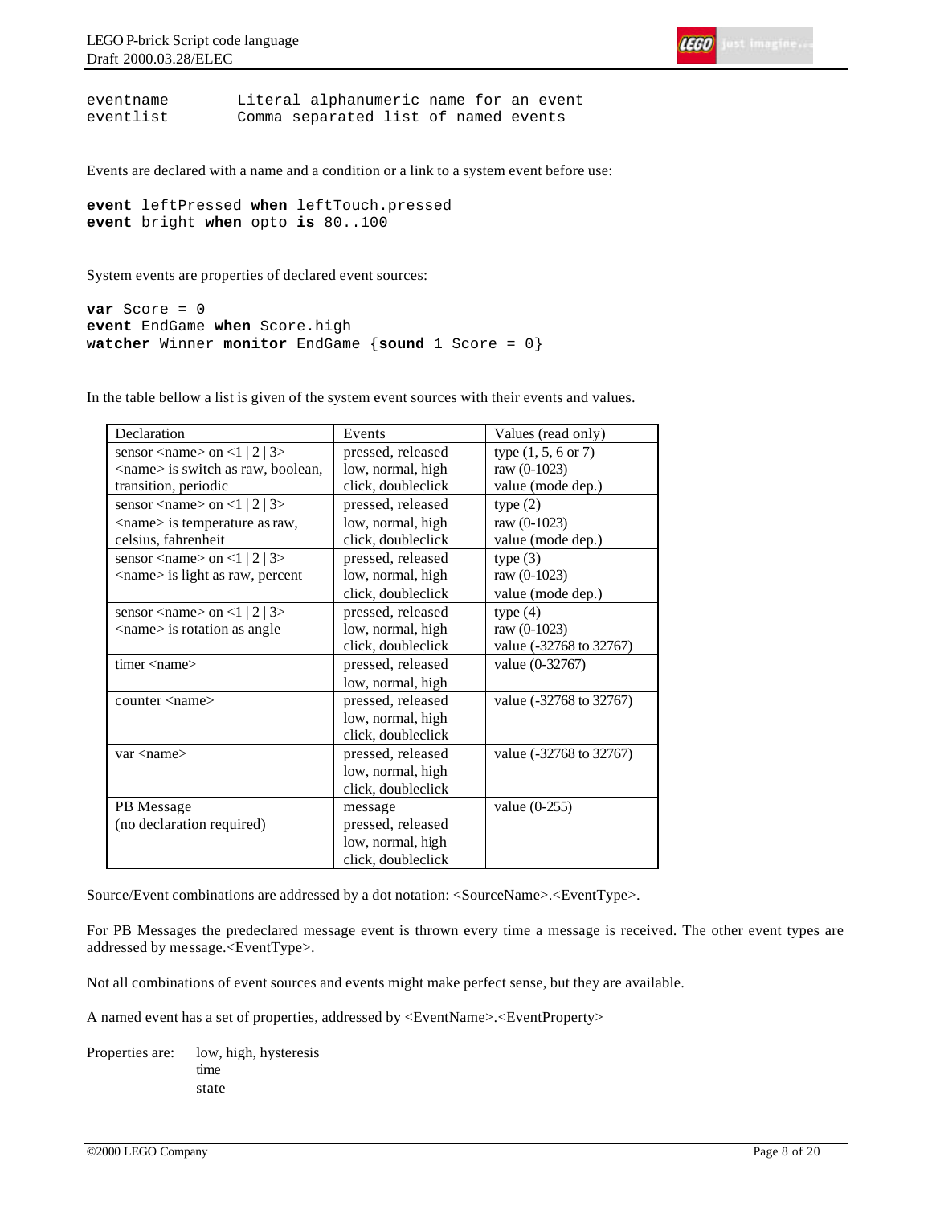```
eventname       Literal alphanumeric name for an event
eventlist       Comma separated list of named events
```

Events are declared with a name and a condition or a link to a system event before use:

```
event leftPressed when leftTouch.pressed
event bright when opto is 80..100
```

System events are properties of declared event sources:

```
var Score = 0
event EndGame when Score.high
watcher Winner monitor EndGame {sound 1 Score = 0}
```

In the table bellow a list is given of the system event sources with their events and values.

| Declaration | Events | Values (read only) |
|---|---|---|
| sensor <name> on <1 \| 2 \| 3><br><name> is switch as raw, boolean, transition, periodic | pressed, released<br>low, normal, high<br>click, doubleclick | type (1, 5, 6 or 7)<br>raw (0-1023)<br>value (mode dep.) |
| sensor <name> on <1 \| 2 \| 3><br><name> is temperature as raw, celsius, fahrenheit | pressed, released<br>low, normal, high<br>click, doubleclick | type (2)<br>raw (0-1023)<br>value (mode dep.) |
| sensor <name> on <1 \| 2 \| 3><br><name> is light as raw, percent | pressed, released<br>low, normal, high<br>click, doubleclick | type (3)<br>raw (0-1023)<br>value (mode dep.) |
| sensor <name> on <1 \| 2 \| 3><br><name> is rotation as angle | pressed, released<br>low, normal, high<br>click, doubleclick | type (4)<br>raw (0-1023)<br>value (-32768 to 32767) |
| timer <name> | pressed, released<br>low, normal, high | value (0-32767) |
| counter <name> | pressed, released<br>low, normal, high<br>click, doubleclick | value (-32768 to 32767) |
| var <name> | pressed, released<br>low, normal, high<br>click, doubleclick | value (-32768 to 32767) |
| PB Message<br>(no declaration required) | message<br>pressed, released<br>low, normal, high<br>click, doubleclick | value (0-255) |

Source/Event combinations are addressed by a dot notation: <SourceName>.<EventType>.

For PB Messages the predeclared message event is thrown every time a message is received. The other event types are addressed by message.<EventType>.

Not all combinations of event sources and events might make perfect sense, but they are available.

A named event has a set of properties, addressed by <EventName>.<EventProperty>

Properties are: low, high, hysteresis
time
state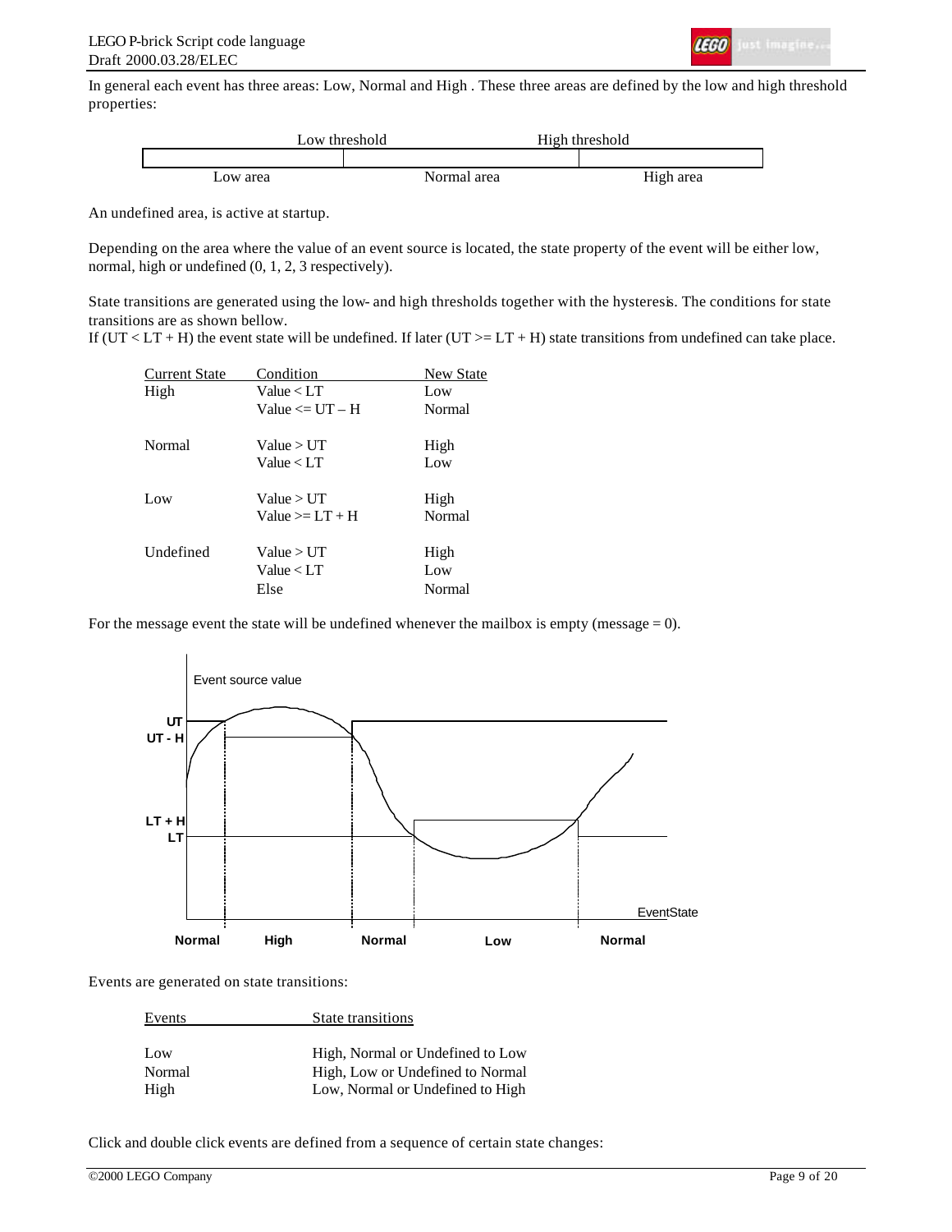In general each event has three areas: Low, Normal and High . These three areas are defined by the low and high threshold properties:

| Low area | Normal area | High area |
|---|---|---|
| | Low threshold | High threshold |

An undefined area, is active at startup.

Depending on the area where the value of an event source is located, the state property of the event will be either low, normal, high or undefined (0, 1, 2, 3 respectively).

State transitions are generated using the low- and high thresholds together with the hysteresis. The conditions for state transitions are as shown bellow.
If (UT < LT + H) the event state will be undefined. If later (UT >= LT + H) state transitions from undefined can take place.

| Current State | Condition | New State |
|---|---|---|
| High | Value < LT | Low |
| | Value <= UT – H | Normal |
| Normal | Value > UT | High |
| | Value < LT | Low |
| Low | Value > UT | High |
| | Value >= LT + H | Normal |
| Undefined | Value > UT | High |
| | Value < LT | Low |
| | Else | Normal |

For the message event the state will be undefined whenever the mailbox is empty (message = 0).

Events are generated on state transitions:

| Events | State transitions |
|---|---|
| Low | High, Normal or Undefined to Low |
| Normal | High, Low or Undefined to Normal |
| High | Low, Normal or Undefined to High |

Click and double click events are defined from a sequence of certain state changes: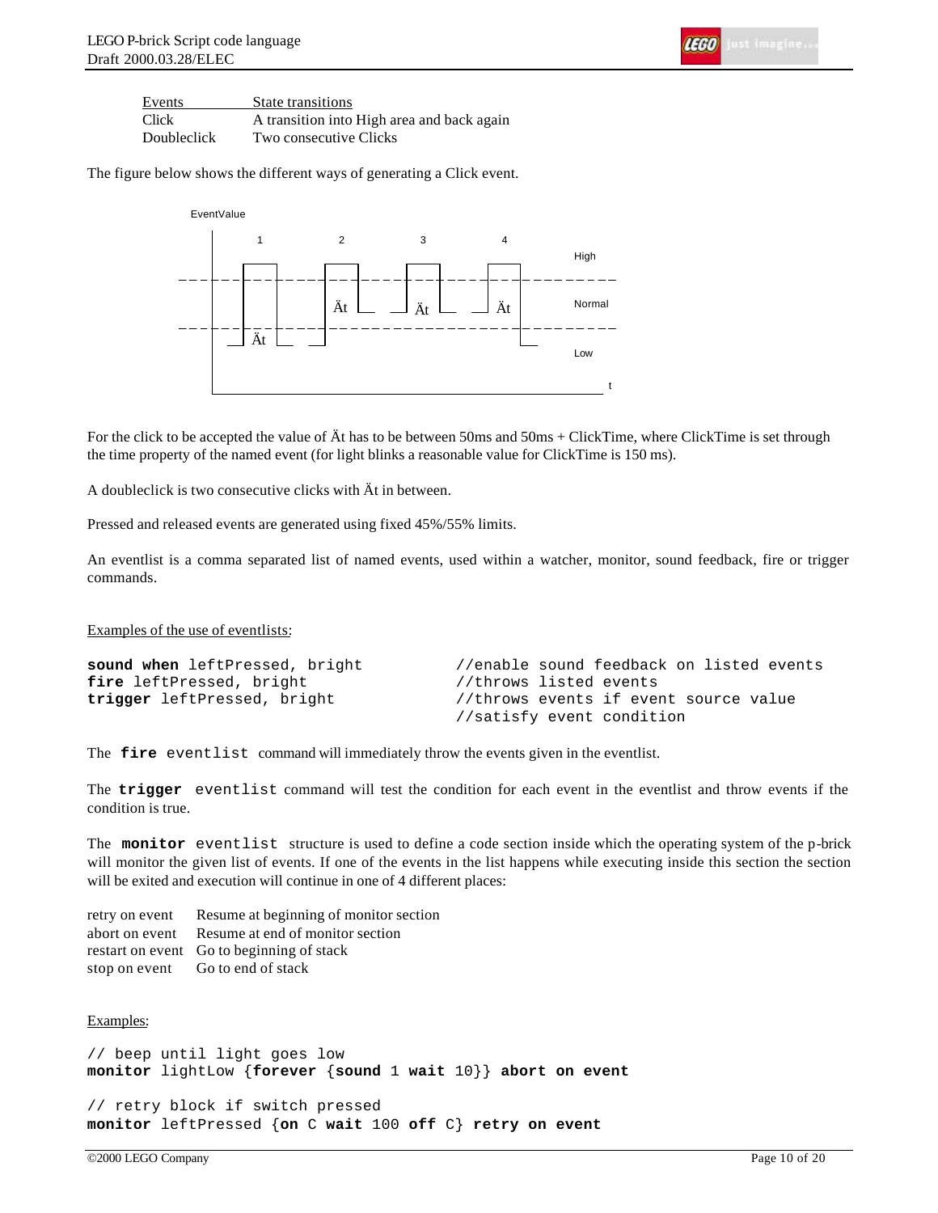| Events | State transitions |
|---|---|
| Click | A transition into High area and back again |
| Doubleclick | Two consecutive Clicks |

The figure below shows the different ways of generating a Click event.

For the click to be accepted the value of Ät has to be between 50ms and 50ms + ClickTime, where ClickTime is set through the time property of the named event (for light blinks a reasonable value for ClickTime is 150 ms).

A doubleclick is two consecutive clicks with Ät in between.

Pressed and released events are generated using fixed 45%/55% limits.

An eventlist is a comma separated list of named events, used within a watcher, monitor, sound feedback, fire or trigger commands.

Examples of the use of eventlists:

```
sound when leftPressed, bright          //enable sound feedback on listed events
fire leftPressed, bright                //throws listed events
trigger leftPressed, bright             //throws events if event source value
                                        //satisfy event condition
```

The **fire** `eventlist` command will immediately throw the events given in the eventlist.

The **trigger** `eventlist` command will test the condition for each event in the eventlist and throw events if the condition is true.

The **monitor** `eventlist` structure is used to define a code section inside which the operating system of the p-brick will monitor the given list of events. If one of the events in the list happens while executing inside this section the section will be exited and execution will continue in one of 4 different places:

| | |
|---|---|
| retry on event | Resume at beginning of monitor section |
| abort on event | Resume at end of monitor section |
| restart on event | Go to beginning of stack |
| stop on event | Go to end of stack |

Examples:

```
// beep until light goes low
monitor lightLow {forever {sound 1 wait 10}} abort on event

// retry block if switch pressed
monitor leftPressed {on C wait 100 off C} retry on event
```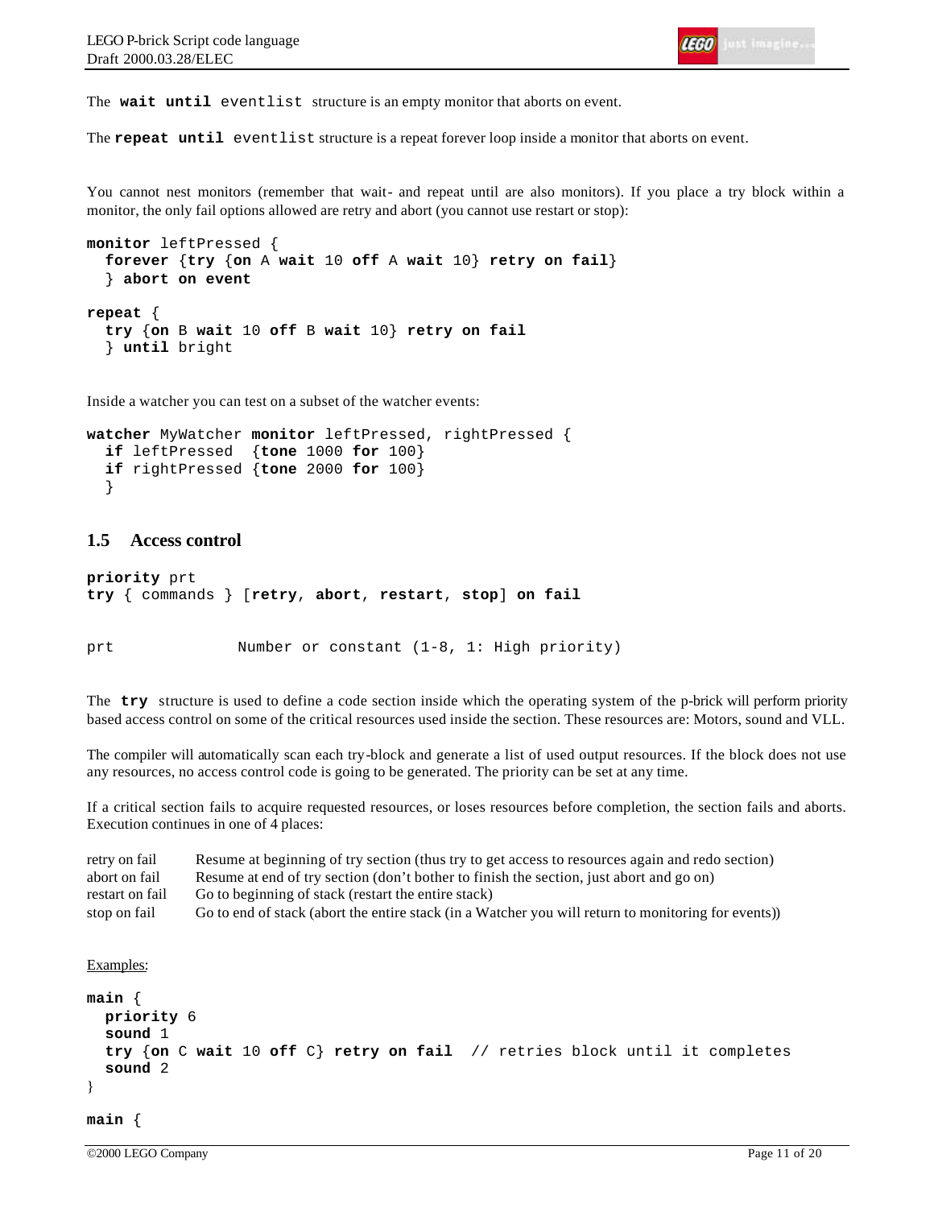The **wait until** eventlist structure is an empty monitor that aborts on event.

The **repeat until** eventlist structure is a repeat forever loop inside a monitor that aborts on event.

You cannot nest monitors (remember that wait- and repeat until are also monitors). If you place a try block within a monitor, the only fail options allowed are retry and abort (you cannot use restart or stop):

```
monitor leftPressed {
  forever {try {on A wait 10 off A wait 10} retry on fail}
  } abort on event

repeat {
  try {on B wait 10 off B wait 10} retry on fail
  } until bright
```

Inside a watcher you can test on a subset of the watcher events:

```
watcher MyWatcher monitor leftPressed, rightPressed {
  if leftPressed  {tone 1000 for 100}
  if rightPressed {tone 2000 for 100}
  }
```

## 1.5 Access control

```
priority prt
try { commands } [retry, abort, restart, stop] on fail
```

```
prt             Number or constant (1-8, 1: High priority)
```

The **try** structure is used to define a code section inside which the operating system of the p-brick will perform priority based access control on some of the critical resources used inside the section. These resources are: Motors, sound and VLL.

The compiler will automatically scan each try-block and generate a list of used output resources. If the block does not use any resources, no access control code is going to be generated. The priority can be set at any time.

If a critical section fails to acquire requested resources, or loses resources before completion, the section fails and aborts. Execution continues in one of 4 places:

| | |
|---|---|
| retry on fail | Resume at beginning of try section (thus try to get access to resources again and redo section) |
| abort on fail | Resume at end of try section (don't bother to finish the section, just abort and go on) |
| restart on fail | Go to beginning of stack (restart the entire stack) |
| stop on fail | Go to end of stack (abort the entire stack (in a Watcher you will return to monitoring for events)) |

Examples:

```
main {
  priority 6
  sound 1
  try {on C wait 10 off C} retry on fail  // retries block until it completes
  sound 2
}

main {
```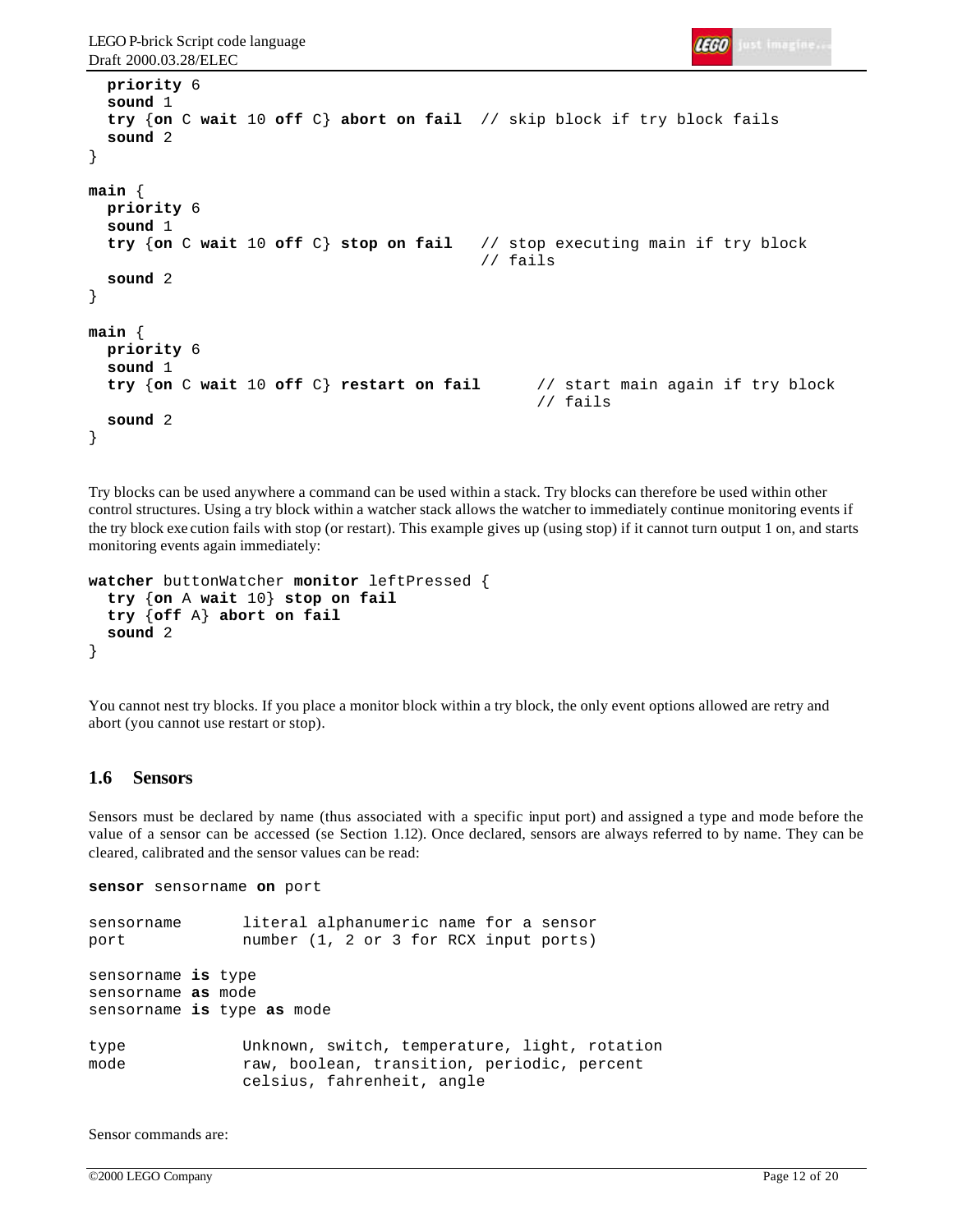```
  priority 6
  sound 1
  try {on C wait 10 off C} abort on fail  // skip block if try block fails
  sound 2
}

main {
  priority 6
  sound 1
  try {on C wait 10 off C} stop on fail   // stop executing main if try block
                                          // fails
  sound 2
}

main {
  priority 6
  sound 1
  try {on C wait 10 off C} restart on fail      // start main again if try block
                                                // fails
  sound 2
}
```

Try blocks can be used anywhere a command can be used within a stack. Try blocks can therefore be used within other control structures. Using a try block within a watcher stack allows the watcher to immediately continue monitoring events if the try block execution fails with stop (or restart). This example gives up (using stop) if it cannot turn output 1 on, and starts monitoring events again immediately:

```
watcher buttonWatcher monitor leftPressed {
  try {on A wait 10} stop on fail
  try {off A} abort on fail
  sound 2
}
```

You cannot nest try blocks. If you place a monitor block within a try block, the only event options allowed are retry and abort (you cannot use restart or stop).

## 1.6 Sensors

Sensors must be declared by name (thus associated with a specific input port) and assigned a type and mode before the value of a sensor can be accessed (se Section 1.12). Once declared, sensors are always referred to by name. They can be cleared, calibrated and the sensor values can be read:

```
sensor sensorname on port

sensorname       literal alphanumeric name for a sensor
port             number (1, 2 or 3 for RCX input ports)

sensorname is type
sensorname as mode
sensorname is type as mode

type             Unknown, switch, temperature, light, rotation
mode             raw, boolean, transition, periodic, percent
                 celsius, fahrenheit, angle
```

Sensor commands are: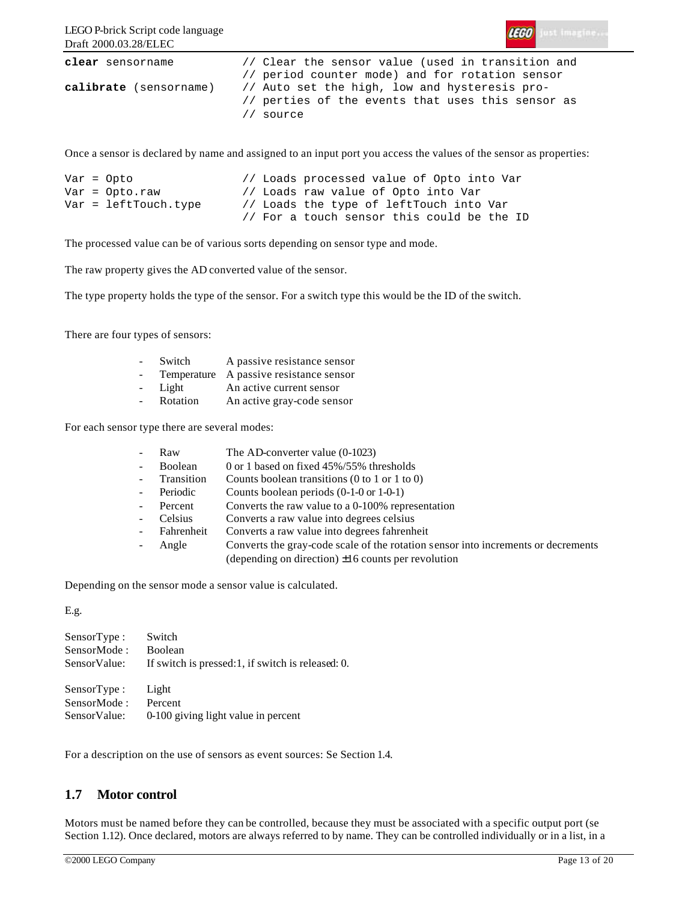```
clear sensorname          // Clear the sensor value (used in transition and
                          // period counter mode) and for rotation sensor
calibrate (sensorname)    // Auto set the high, low and hysteresis pro-
                          // perties of the events that uses this sensor as
                          // source
```

Once a sensor is declared by name and assigned to an input port you access the values of the sensor as properties:

```
Var = Opto                // Loads processed value of Opto into Var
Var = Opto.raw            // Loads raw value of Opto into Var
Var = leftTouch.type      // Loads the type of leftTouch into Var
                          // For a touch sensor this could be the ID
```

The processed value can be of various sorts depending on sensor type and mode.

The raw property gives the AD converted value of the sensor.

The type property holds the type of the sensor. For a switch type this would be the ID of the switch.

There are four types of sensors:

- Switch A passive resistance sensor
- Temperature A passive resistance sensor
- Light An active current sensor
- Rotation An active gray-code sensor

For each sensor type there are several modes:

- Raw The AD-converter value (0-1023)
- Boolean 0 or 1 based on fixed 45%/55% thresholds
- Transition Counts boolean transitions (0 to 1 or 1 to 0)
- Periodic Counts boolean periods (0-1-0 or 1-0-1)
- Percent Converts the raw value to a 0-100% representation
- Celsius Converts a raw value into degrees celsius
- Fahrenheit Converts a raw value into degrees fahrenheit
- Angle Converts the gray-code scale of the rotation sensor into increments or decrements (depending on direction) ±16 counts per revolution

Depending on the sensor mode a sensor value is calculated.

E.g.

SensorType : Switch
SensorMode : Boolean
SensorValue: If switch is pressed:1, if switch is released: 0.

SensorType : Light
SensorMode : Percent
SensorValue: 0-100 giving light value in percent

For a description on the use of sensors as event sources: Se Section 1.4.

## 1.7 Motor control

Motors must be named before they can be controlled, because they must be associated with a specific output port (se Section 1.12). Once declared, motors are always referred to by name. They can be controlled individually or in a list, in a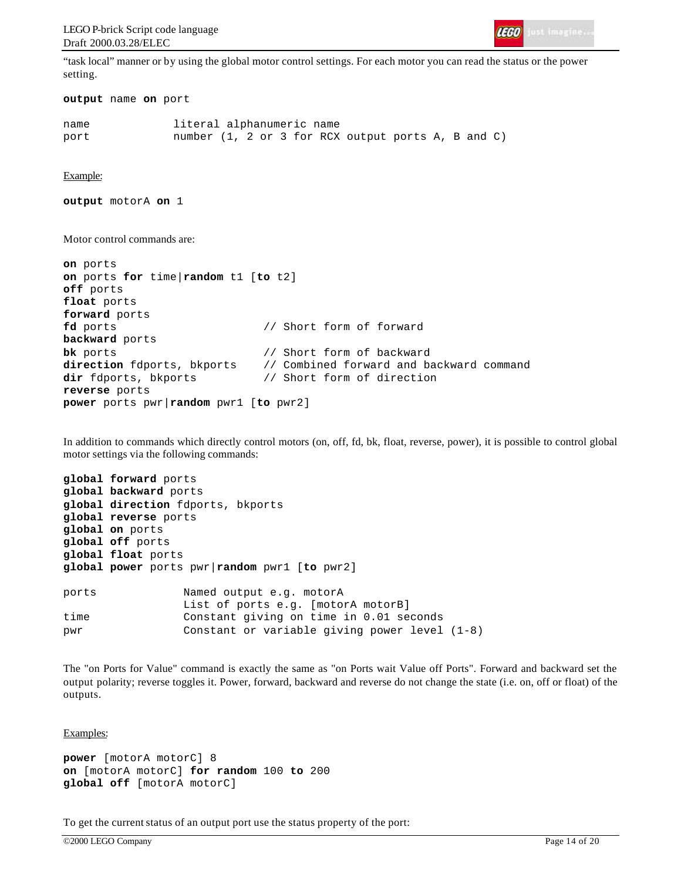"task local" manner or by using the global motor control settings. For each motor you can read the status or the power setting.

```
output name on port

name            literal alphanumeric name
port            number (1, 2 or 3 for RCX output ports A, B and C)
```

Example:

```
output motorA on 1
```

Motor control commands are:

```
on ports
on ports for time|random t1 [to t2]
off ports
float ports
forward ports
fd ports                      // Short form of forward
backward ports
bk ports                      // Short form of backward
direction fdports, bkports    // Combined forward and backward command
dir fdports, bkports          // Short form of direction
reverse ports
power ports pwr|random pwr1 [to pwr2]
```

In addition to commands which directly control motors (on, off, fd, bk, float, reverse, power), it is possible to control global motor settings via the following commands:

```
global forward ports
global backward ports
global direction fdports, bkports
global reverse ports
global on ports
global off ports
global float ports
global power ports pwr|random pwr1 [to pwr2]

ports            Named output e.g. motorA
                 List of ports e.g. [motorA motorB]
time             Constant giving on time in 0.01 seconds
pwr              Constant or variable giving power level (1-8)
```

The "on Ports for Value" command is exactly the same as "on Ports wait Value off Ports". Forward and backward set the output polarity; reverse toggles it. Power, forward, backward and reverse do not change the state (i.e. on, off or float) of the outputs.

Examples:

```
power [motorA motorC] 8
on [motorA motorC] for random 100 to 200
global off [motorA motorC]
```

To get the current status of an output port use the status property of the port: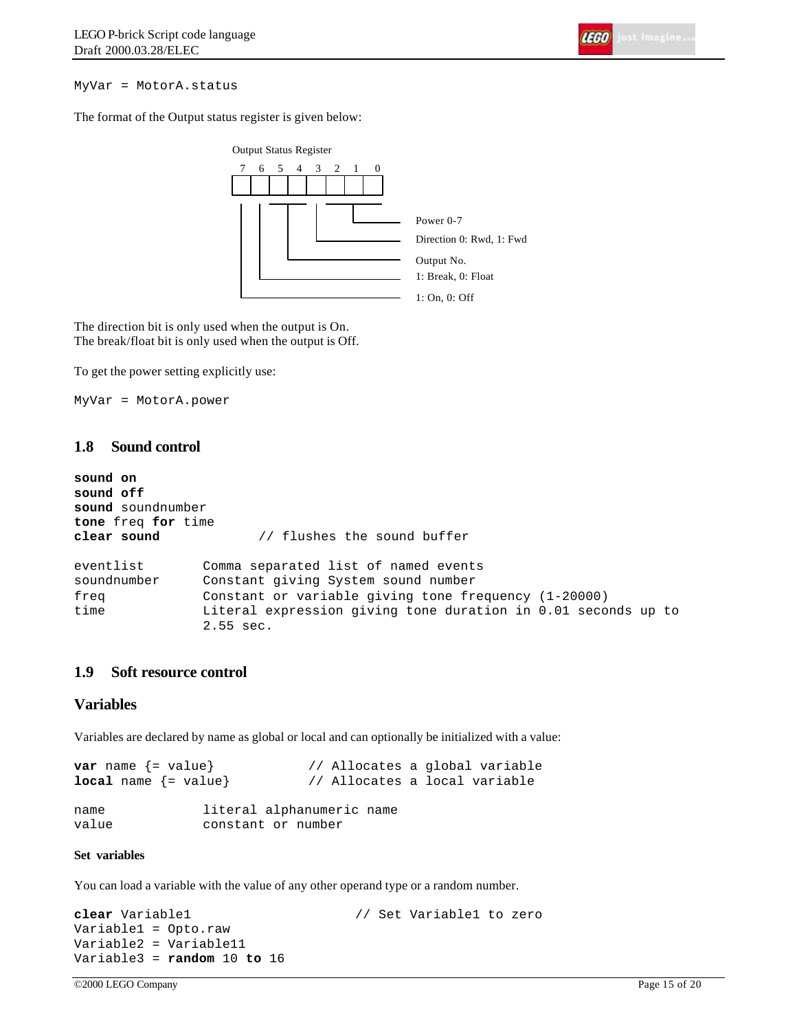```
MyVar = MotorA.status
```

The format of the Output status register is given below:

Output Status Register

| Bit | Meaning |
|---|---|
| 7 | 1: On, 0: Off |
| 6 | 1: Break, 0: Float |
| 5-4 | Output No. |
| 3 | Direction 0: Rwd, 1: Fwd |
| 2-0 | Power 0-7 |

The direction bit is only used when the output is On.
The break/float bit is only used when the output is Off.

To get the power setting explicitly use:

```
MyVar = MotorA.power
```

## 1.8 Sound control

```
sound on
sound off
sound soundnumber
tone freq for time
clear sound            // flushes the sound buffer
```

```
eventlist        Comma separated list of named events
soundnumber      Constant giving System sound number
freq             Constant or variable giving tone frequency (1-20000)
time             Literal expression giving tone duration in 0.01 seconds up to
                 2.55 sec.
```

## 1.9 Soft resource control

## Variables

Variables are declared by name as global or local and can optionally be initialized with a value:

```
var name {= value}           // Allocates a global variable
local name {= value}         // Allocates a local variable
```

```
name             literal alphanumeric name
value            constant or number
```

#### Set variables

You can load a variable with the value of any other operand type or a random number.

```
clear Variable1                     // Set Variable1 to zero
Variable1 = Opto.raw
Variable2 = Variable11
Variable3 = random 10 to 16
```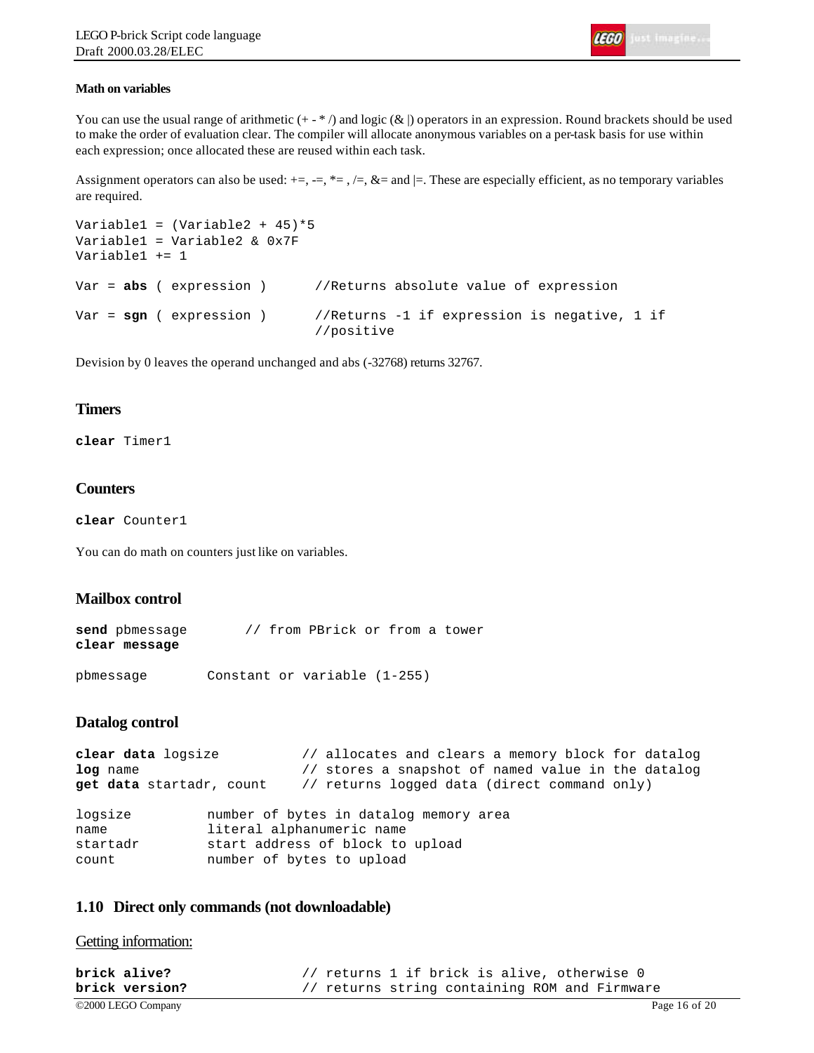#### Math on variables

You can use the usual range of arithmetic (+ - * /) and logic (& |) operators in an expression. Round brackets should be used to make the order of evaluation clear. The compiler will allocate anonymous variables on a per-task basis for use within each expression; once allocated these are reused within each task.

Assignment operators can also be used: +=, -=, *= , /=, &= and |=. These are especially efficient, as no temporary variables are required.

```
Variable1 = (Variable2 + 45)*5
Variable1 = Variable2 & 0x7F
Variable1 += 1

Var = abs ( expression )      //Returns absolute value of expression

Var = sgn ( expression )      //Returns -1 if expression is negative, 1 if
                              //positive
```

Devision by 0 leaves the operand unchanged and abs (-32768) returns 32767.

### Timers

```
clear Timer1
```

### Counters

```
clear Counter1
```

You can do math on counters just like on variables.

### Mailbox control

```
send pbmessage       // from PBrick or from a tower
clear message

pbmessage       Constant or variable (1-255)
```

### Datalog control

```
clear data logsize          // allocates and clears a memory block for datalog
log name                    // stores a snapshot of named value in the datalog
get data startadr, count    // returns logged data (direct command only)

logsize         number of bytes in datalog memory area
name            literal alphanumeric name
startadr        start address of block to upload
count           number of bytes to upload
```

## 1.10 Direct only commands (not downloadable)

Getting information:

```
brick alive?                // returns 1 if brick is alive, otherwise 0
brick version?              // returns string containing ROM and Firmware
```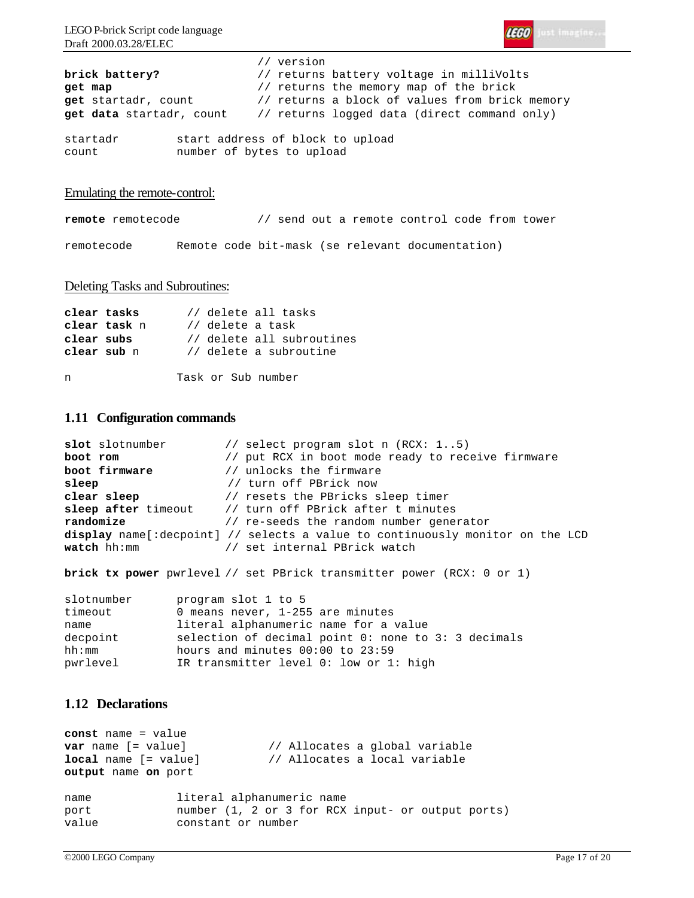```
                          // version
brick battery?            // returns battery voltage in milliVolts
get map                   // returns the memory map of the brick
get startadr, count       // returns a block of values from brick memory
get data startadr, count  // returns logged data (direct command only)

startadr        start address of block to upload
count           number of bytes to upload
```

Emulating the remote-control:

```
remote remotecode         // send out a remote control code from tower

remotecode      Remote code bit-mask (se relevant documentation)
```

Deleting Tasks and Subroutines:

```
clear tasks       // delete all tasks
clear task n      // delete a task
clear subs        // delete all subroutines
clear sub n       // delete a subroutine

n               Task or Sub number
```

### 1.11 Configuration commands

```
slot slotnumber         // select program slot n (RCX: 1..5)
boot rom                // put RCX in boot mode ready to receive firmware
boot firmware           // unlocks the firmware
sleep                   // turn off PBrick now
clear sleep             // resets the PBricks sleep timer
sleep after timeout     // turn off PBrick after t minutes
randomize               // re-seeds the random number generator
display name[:decpoint] // selects a value to continuously monitor on the LCD
watch hh:mm             // set internal PBrick watch

brick tx power pwrlevel // set PBrick transmitter power (RCX: 0 or 1)

slotnumber      program slot 1 to 5
timeout         0 means never, 1-255 are minutes
name            literal alphanumeric name for a value
decpoint        selection of decimal point 0: none to 3: 3 decimals
hh:mm           hours and minutes 00:00 to 23:59
pwrlevel        IR transmitter level 0: low or 1: high
```

### 1.12 Declarations

```
const name = value
var name [= value]            // Allocates a global variable
local name [= value]          // Allocates a local variable
output name on port

name            literal alphanumeric name
port            number (1, 2 or 3 for RCX input- or output ports)
value           constant or number
```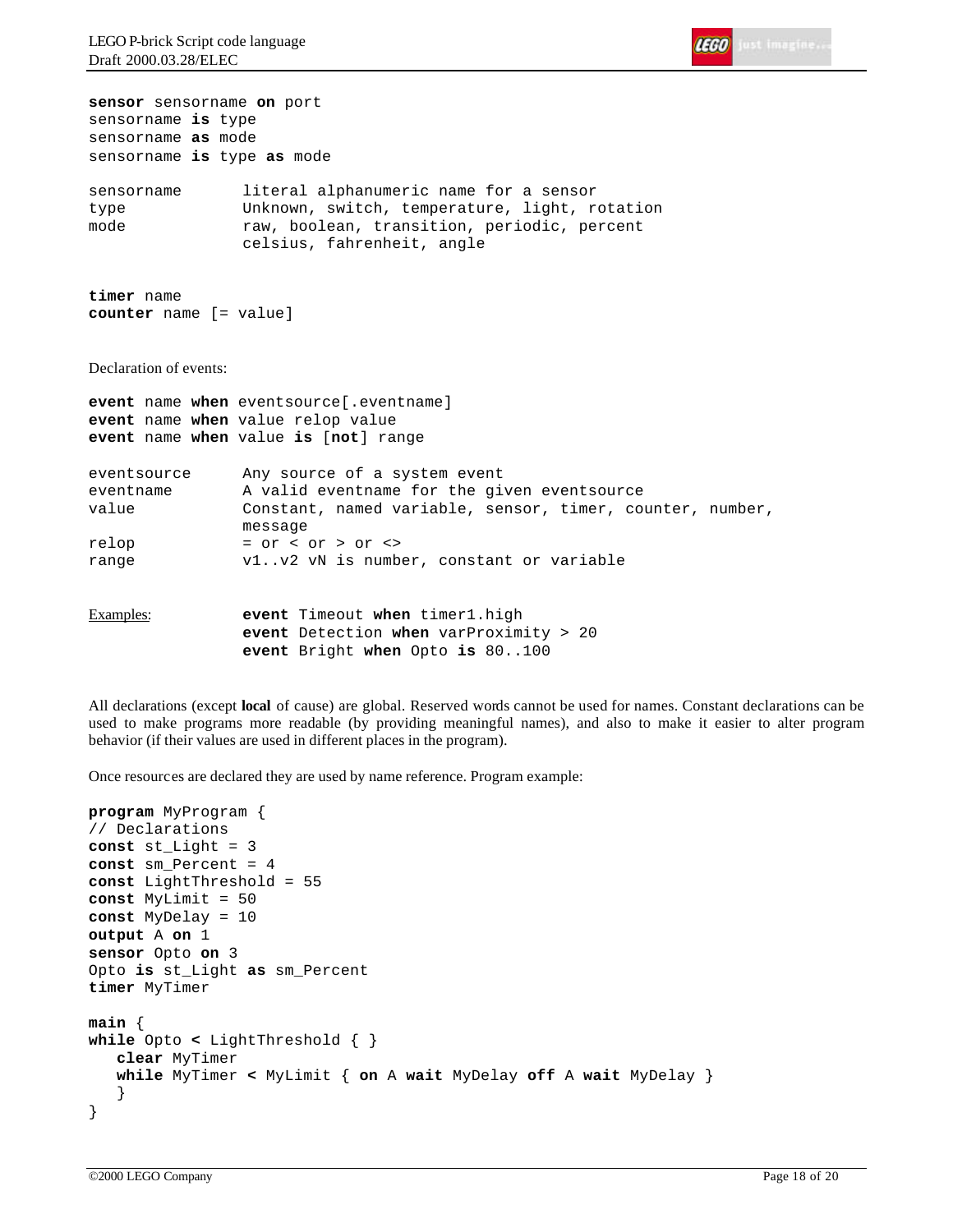```
sensor sensorname on port
sensorname is type
sensorname as mode
sensorname is type as mode

sensorname       literal alphanumeric name for a sensor
type             Unknown, switch, temperature, light, rotation
mode             raw, boolean, transition, periodic, percent
                 celsius, fahrenheit, angle
```

```
timer name
counter name [= value]
```

Declaration of events:

```
event name when eventsource[.eventname]
event name when value relop value
event name when value is [not] range

eventsource      Any source of a system event
eventname        A valid eventname for the given eventsource
value            Constant, named variable, sensor, timer, counter, number,
                 message
relop            = or < or > or <>
range            v1..v2 vN is number, constant or variable
```

Examples:

```
event Timeout when timer1.high
event Detection when varProximity > 20
event Bright when Opto is 80..100
```

All declarations (except **local** of cause) are global. Reserved words cannot be used for names. Constant declarations can be used to make programs more readable (by providing meaningful names), and also to make it easier to alter program behavior (if their values are used in different places in the program).

Once resources are declared they are used by name reference. Program example:

```
program MyProgram {
// Declarations
const st_Light = 3
const sm_Percent = 4
const LightThreshold = 55
const MyLimit = 50
const MyDelay = 10
output A on 1
sensor Opto on 3
Opto is st_Light as sm_Percent
timer MyTimer

main {
while Opto < LightThreshold { }
   clear MyTimer
   while MyTimer < MyLimit { on A wait MyDelay off A wait MyDelay }
   }
}
```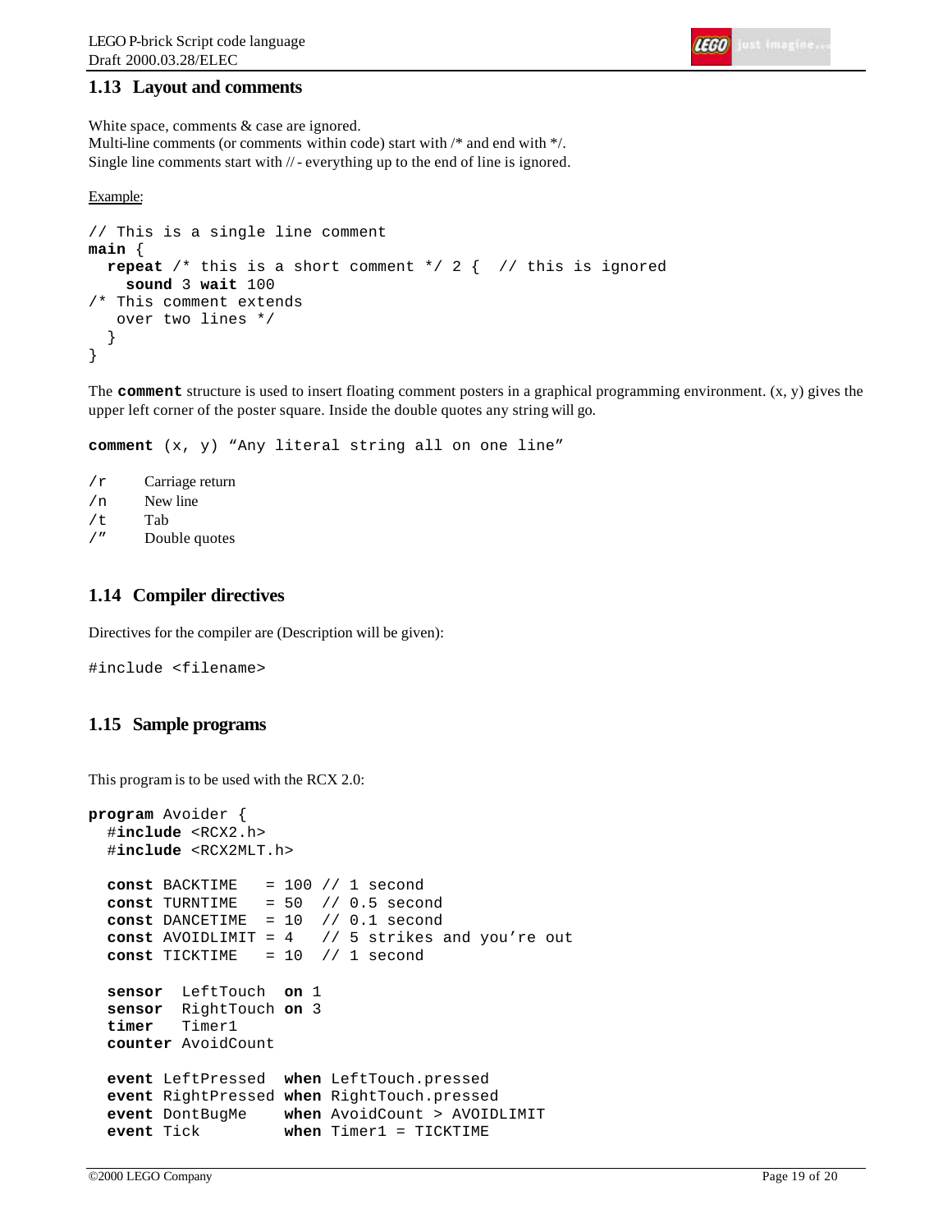## 1.13 Layout and comments

White space, comments & case are ignored.
Multi-line comments (or comments within code) start with /* and end with */.
Single line comments start with // - everything up to the end of line is ignored.

Example:

```
// This is a single line comment
main {
  repeat /* this is a short comment */ 2 {  // this is ignored
    sound 3 wait 100
/* This comment extends
   over two lines */
  }
}
```

The **comment** structure is used to insert floating comment posters in a graphical programming environment. (x, y) gives the upper left corner of the poster square. Inside the double quotes any string will go.

```
comment (x, y) "Any literal string all on one line"
```

| | |
|---|---|
| /r | Carriage return |
| /n | New line |
| /t | Tab |
| /" | Double quotes |

## 1.14 Compiler directives

Directives for the compiler are (Description will be given):

```
#include <filename>
```

## 1.15 Sample programs

This program is to be used with the RCX 2.0:

```
program Avoider {
  #include <RCX2.h>
  #include <RCX2MLT.h>

  const BACKTIME   = 100 // 1 second
  const TURNTIME   = 50  // 0.5 second
  const DANCETIME  = 10  // 0.1 second
  const AVOIDLIMIT = 4   // 5 strikes and you're out
  const TICKTIME   = 10  // 1 second

  sensor  LeftTouch  on 1
  sensor  RightTouch on 3
  timer   Timer1
  counter AvoidCount

  event LeftPressed  when LeftTouch.pressed
  event RightPressed when RightTouch.pressed
  event DontBugMe    when AvoidCount > AVOIDLIMIT
  event Tick         when Timer1 = TICKTIME
```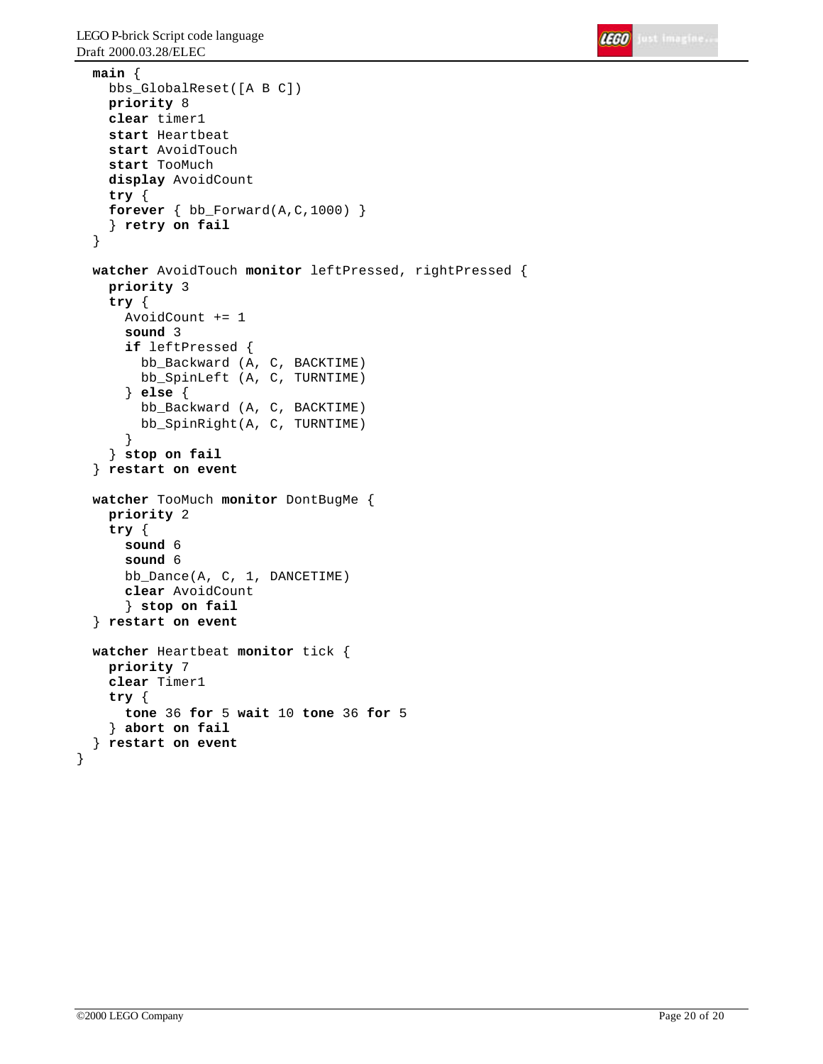```
  main {
    bbs_GlobalReset([A B C])
    priority 8
    clear timer1
    start Heartbeat
    start AvoidTouch
    start TooMuch
    display AvoidCount
    try {
    forever { bb_Forward(A,C,1000) }
    } retry on fail
  }

  watcher AvoidTouch monitor leftPressed, rightPressed {
    priority 3
    try {
      AvoidCount += 1
      sound 3
      if leftPressed {
        bb_Backward (A, C, BACKTIME)
        bb_SpinLeft (A, C, TURNTIME)
      } else {
        bb_Backward (A, C, BACKTIME)
        bb_SpinRight(A, C, TURNTIME)
      }
    } stop on fail
  } restart on event

  watcher TooMuch monitor DontBugMe {
    priority 2
    try {
      sound 6
      sound 6
      bb_Dance(A, C, 1, DANCETIME)
      clear AvoidCount
      } stop on fail
  } restart on event

  watcher Heartbeat monitor tick {
    priority 7
    clear Timer1
    try {
      tone 36 for 5 wait 10 tone 36 for 5
    } abort on fail
  } restart on event
}
```